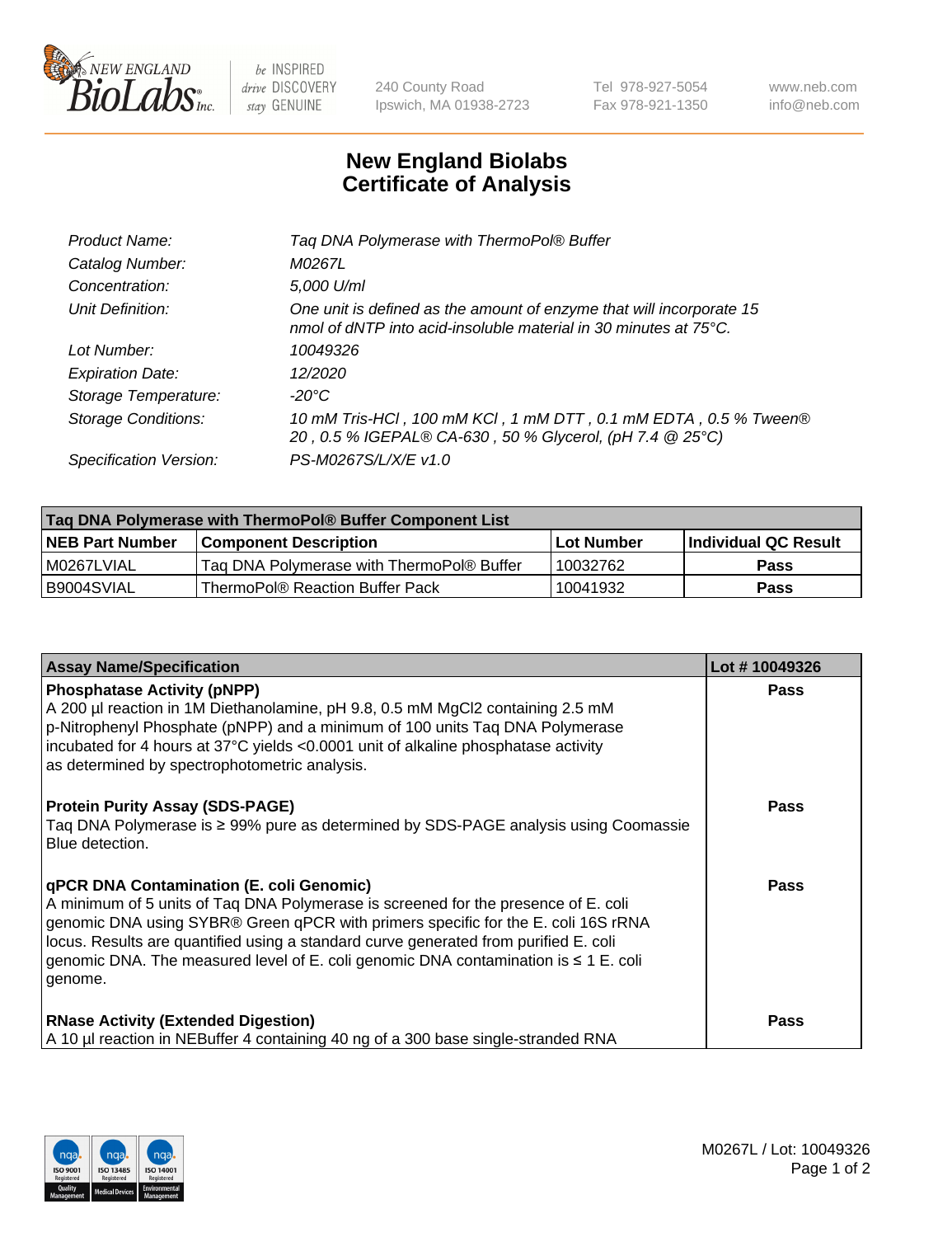# New England Biolabs Certificate of Analysis

| | |
|---|---|
| *Product Name:* | *Taq DNA Polymerase with ThermoPol® Buffer* |
| *Catalog Number:* | *M0267L* |
| *Concentration:* | *5,000 U/ml* |
| *Unit Definition:* | *One unit is defined as the amount of enzyme that will incorporate 15 nmol of dNTP into acid-insoluble material in 30 minutes at 75°C.* |
| *Lot Number:* | *10049326* |
| *Expiration Date:* | *12/2020* |
| *Storage Temperature:* | *-20°C* |
| *Storage Conditions:* | *10 mM Tris-HCl , 100 mM KCl , 1 mM DTT , 0.1 mM EDTA , 0.5 % Tween® 20 , 0.5 % IGEPAL® CA-630 , 50 % Glycerol, (pH 7.4 @ 25°C)* |
| *Specification Version:* | *PS-M0267S/L/X/E v1.0* |

| Taq DNA Polymerase with ThermoPol® Buffer Component List | | | |
|---|---|---|---|
| **NEB Part Number** | **Component Description** | **Lot Number** | **Individual QC Result** |
| M0267LVIAL | Taq DNA Polymerase with ThermoPol® Buffer | 10032762 | **Pass** |
| B9004SVIAL | ThermoPol® Reaction Buffer Pack | 10041932 | **Pass** |

| Assay Name/Specification | Lot # 10049326 |
|---|---|
| **Phosphatase Activity (pNPP)**<br>A 200 µl reaction in 1M Diethanolamine, pH 9.8, 0.5 mM MgCl2 containing 2.5 mM p-Nitrophenyl Phosphate (pNPP) and a minimum of 100 units Taq DNA Polymerase incubated for 4 hours at 37°C yields <0.0001 unit of alkaline phosphatase activity as determined by spectrophotometric analysis. | **Pass** |
| **Protein Purity Assay (SDS-PAGE)**<br>Taq DNA Polymerase is ≥ 99% pure as determined by SDS-PAGE analysis using Coomassie Blue detection. | **Pass** |
| **qPCR DNA Contamination (E. coli Genomic)**<br>A minimum of 5 units of Taq DNA Polymerase is screened for the presence of E. coli genomic DNA using SYBR® Green qPCR with primers specific for the E. coli 16S rRNA locus. Results are quantified using a standard curve generated from purified E. coli genomic DNA. The measured level of E. coli genomic DNA contamination is ≤ 1 E. coli genome. | **Pass** |
| **RNase Activity (Extended Digestion)**<br>A 10 µl reaction in NEBuffer 4 containing 40 ng of a 300 base single-stranded RNA | **Pass** |

M0267L / Lot: 10049326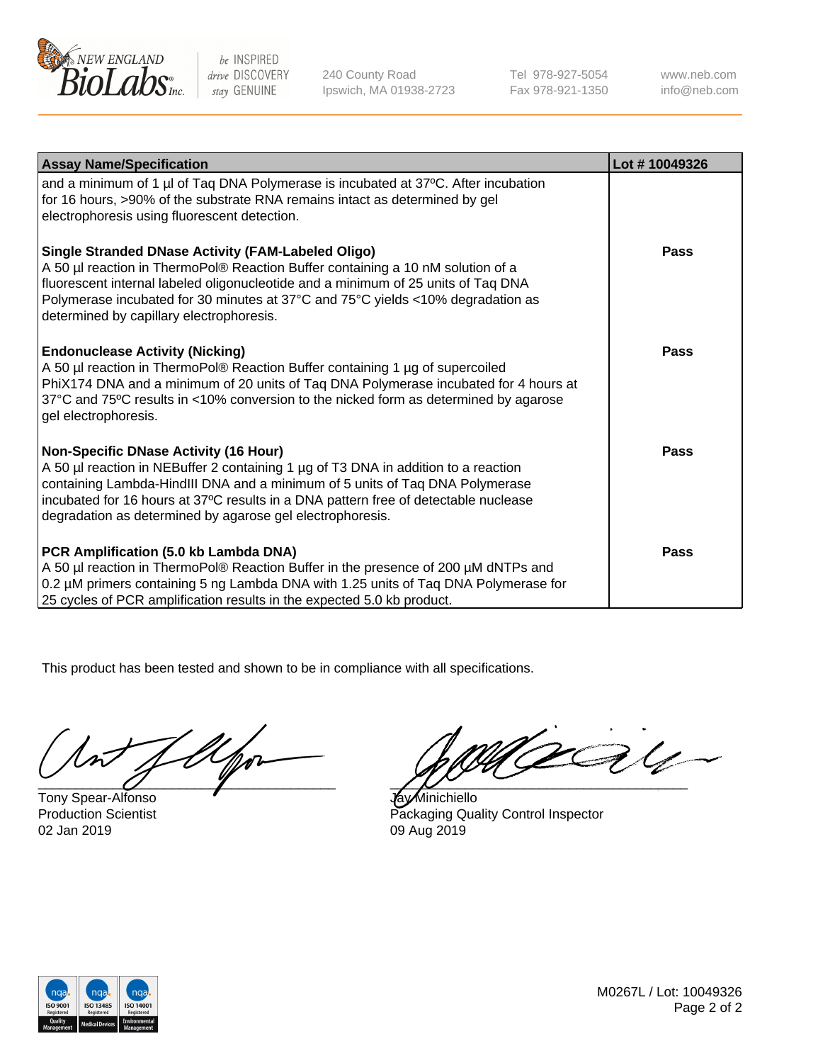| Assay Name/Specification | Lot # 10049326 |
| --- | --- |
| and a minimum of 1 µl of Taq DNA Polymerase is incubated at 37ºC. After incubation for 16 hours, >90% of the substrate RNA remains intact as determined by gel electrophoresis using fluorescent detection. | |
| **Single Stranded DNase Activity (FAM-Labeled Oligo)**<br>A 50 µl reaction in ThermoPol® Reaction Buffer containing a 10 nM solution of a fluorescent internal labeled oligonucleotide and a minimum of 25 units of Taq DNA Polymerase incubated for 30 minutes at 37°C and 75°C yields <10% degradation as determined by capillary electrophoresis. | **Pass** |
| **Endonuclease Activity (Nicking)**<br>A 50 µl reaction in ThermoPol® Reaction Buffer containing 1 µg of supercoiled PhiX174 DNA and a minimum of 20 units of Taq DNA Polymerase incubated for 4 hours at 37°C and 75ºC results in <10% conversion to the nicked form as determined by agarose gel electrophoresis. | **Pass** |
| **Non-Specific DNase Activity (16 Hour)**<br>A 50 µl reaction in NEBuffer 2 containing 1 µg of T3 DNA in addition to a reaction containing Lambda-HindIII DNA and a minimum of 5 units of Taq DNA Polymerase incubated for 16 hours at 37ºC results in a DNA pattern free of detectable nuclease degradation as determined by agarose gel electrophoresis. | **Pass** |
| **PCR Amplification (5.0 kb Lambda DNA)**<br>A 50 µl reaction in ThermoPol® Reaction Buffer in the presence of 200 µM dNTPs and 0.2 µM primers containing 5 ng Lambda DNA with 1.25 units of Taq DNA Polymerase for 25 cycles of PCR amplification results in the expected 5.0 kb product. | **Pass** |

This product has been tested and shown to be in compliance with all specifications.

Tony Spear-Alfonso
Production Scientist
02 Jan 2019

Jay Minichiello
Packaging Quality Control Inspector
09 Aug 2019

M0267L / Lot: 10049326